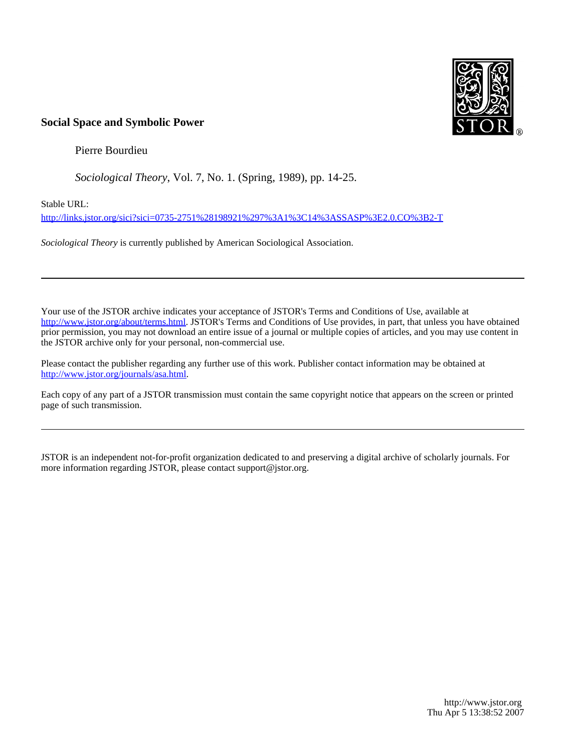**Social Space and Symbolic Power**

Pierre Bourdieu

*Sociological Theory*, Vol. 7, No. 1. (Spring, 1989), pp. 14-25.

Stable URL:

http://links.jstor.org/sici?sici=0735-2751%28198921%297%3A1%3C14%3ASSASP%3E2.0.CO%3B2-T

*Sociological Theory* is currently published by American Sociological Association.

---

Your use of the JSTOR archive indicates your acceptance of JSTOR's Terms and Conditions of Use, available at http://www.jstor.org/about/terms.html. JSTOR's Terms and Conditions of Use provides, in part, that unless you have obtained prior permission, you may not download an entire issue of a journal or multiple copies of articles, and you may use content in the JSTOR archive only for your personal, non-commercial use.

Please contact the publisher regarding any further use of this work. Publisher contact information may be obtained at http://www.jstor.org/journals/asa.html.

Each copy of any part of a JSTOR transmission must contain the same copyright notice that appears on the screen or printed page of such transmission.

---

JSTOR is an independent not-for-profit organization dedicated to and preserving a digital archive of scholarly journals. For more information regarding JSTOR, please contact support@jstor.org.

http://www.jstor.org
Thu Apr 5 13:38:52 2007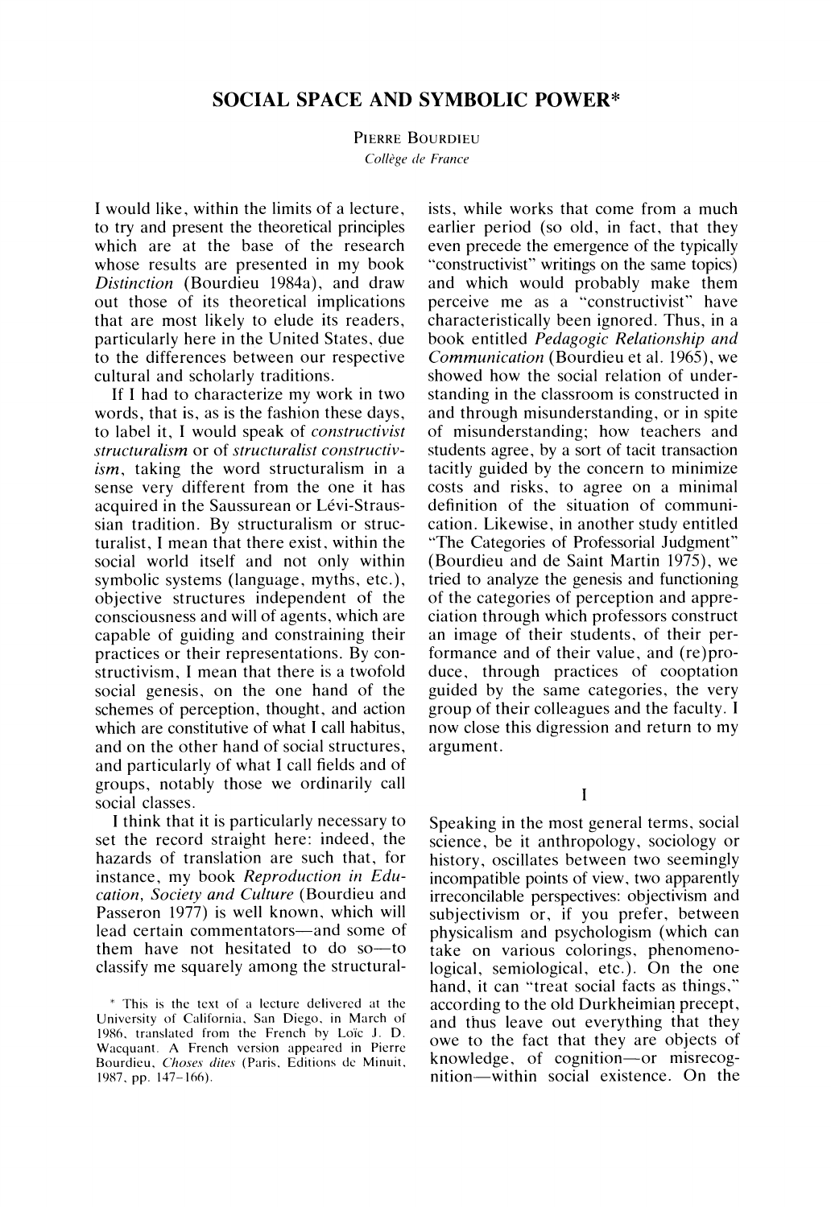# SOCIAL SPACE AND SYMBOLIC POWER*

PIERRE BOURDIEU

*Collège de France*

I would like, within the limits of a lecture, to try and present the theoretical principles which are at the base of the research whose results are presented in my book *Distinction* (Bourdieu 1984a), and draw out those of its theoretical implications that are most likely to elude its readers, particularly here in the United States, due to the differences between our respective cultural and scholarly traditions.

If I had to characterize my work in two words, that is, as is the fashion these days, to label it, I would speak of *constructivist structuralism* or of *structuralist constructivism*, taking the word structuralism in a sense very different from the one it has acquired in the Saussurean or Lévi-Straussian tradition. By structuralism or structuralist, I mean that there exist, within the social world itself and not only within symbolic systems (language, myths, etc.), objective structures independent of the consciousness and will of agents, which are capable of guiding and constraining their practices or their representations. By constructivism, I mean that there is a twofold social genesis, on the one hand of the schemes of perception, thought, and action which are constitutive of what I call habitus, and on the other hand of social structures, and particularly of what I call fields and of groups, notably those we ordinarily call social classes.

I think that it is particularly necessary to set the record straight here: indeed, the hazards of translation are such that, for instance, my book *Reproduction in Education, Society and Culture* (Bourdieu and Passeron 1977) is well known, which will lead certain commentators—and some of them have not hesitated to do so—to classify me squarely among the structuralists, while works that come from a much earlier period (so old, in fact, that they even precede the emergence of the typically "constructivist" writings on the same topics) and which would probably make them perceive me as a "constructivist" have characteristically been ignored. Thus, in a book entitled *Pedagogic Relationship and Communication* (Bourdieu et al. 1965), we showed how the social relation of understanding in the classroom is constructed in and through misunderstanding, or in spite of misunderstanding; how teachers and students agree, by a sort of tacit transaction tacitly guided by the concern to minimize costs and risks, to agree on a minimal definition of the situation of communication. Likewise, in another study entitled "The Categories of Professorial Judgment" (Bourdieu and de Saint Martin 1975), we tried to analyze the genesis and functioning of the categories of perception and appreciation through which professors construct an image of their students, of their performance and of their value, and (re)produce, through practices of cooptation guided by the same categories, the very group of their colleagues and the faculty. I now close this digression and return to my argument.

## I

Speaking in the most general terms, social science, be it anthropology, sociology or history, oscillates between two seemingly incompatible points of view, two apparently irreconcilable perspectives: objectivism and subjectivism or, if you prefer, between physicalism and psychologism (which can take on various colorings, phenomenological, semiological, etc.). On the one hand, it can "treat social facts as things," according to the old Durkheimian precept, and thus leave out everything that they owe to the fact that they are objects of knowledge, of cognition—or misrecognition—within social existence. On the

\* This is the text of a lecture delivered at the University of California, San Diego, in March of 1986, translated from the French by Loïc J. D. Wacquant. A French version appeared in Pierre Bourdieu, *Choses dites* (Paris, Editions de Minuit, 1987, pp. 147–166).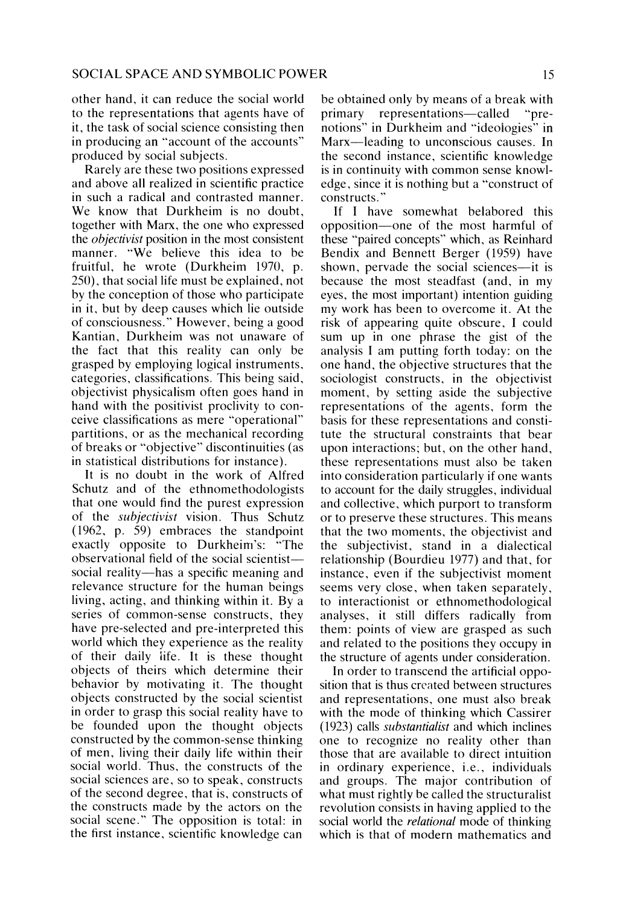other hand, it can reduce the social world to the representations that agents have of it, the task of social science consisting then in producing an "account of the accounts" produced by social subjects.

Rarely are these two positions expressed and above all realized in scientific practice in such a radical and contrasted manner. We know that Durkheim is no doubt, together with Marx, the one who expressed the *objectivist* position in the most consistent manner. "We believe this idea to be fruitful, he wrote (Durkheim 1970, p. 250), that social life must be explained, not by the conception of those who participate in it, but by deep causes which lie outside of consciousness." However, being a good Kantian, Durkheim was not unaware of the fact that this reality can only be grasped by employing logical instruments, categories, classifications. This being said, objectivist physicalism often goes hand in hand with the positivist proclivity to conceive classifications as mere "operational" partitions, or as the mechanical recording of breaks or "objective" discontinuities (as in statistical distributions for instance).

It is no doubt in the work of Alfred Schutz and of the ethnomethodologists that one would find the purest expression of the *subjectivist* vision. Thus Schutz (1962, p. 59) embraces the standpoint exactly opposite to Durkheim's: "The observational field of the social scientist—social reality—has a specific meaning and relevance structure for the human beings living, acting, and thinking within it. By a series of common-sense constructs, they have pre-selected and pre-interpreted this world which they experience as the reality of their daily life. It is these thought objects of theirs which determine their behavior by motivating it. The thought objects constructed by the social scientist in order to grasp this social reality have to be founded upon the thought objects constructed by the common-sense thinking of men, living their daily life within their social world. Thus, the constructs of the social sciences are, so to speak, constructs of the second degree, that is, constructs of the constructs made by the actors on the social scene." The opposition is total: in the first instance, scientific knowledge can be obtained only by means of a break with primary representations—called "pre-notions" in Durkheim and "ideologies" in Marx—leading to unconscious causes. In the second instance, scientific knowledge is in continuity with common sense knowledge, since it is nothing but a "construct of constructs."

If I have somewhat belabored this opposition—one of the most harmful of these "paired concepts" which, as Reinhard Bendix and Bennett Berger (1959) have shown, pervade the social sciences—it is because the most steadfast (and, in my eyes, the most important) intention guiding my work has been to overcome it. At the risk of appearing quite obscure, I could sum up in one phrase the gist of the analysis I am putting forth today: on the one hand, the objective structures that the sociologist constructs, in the objectivist moment, by setting aside the subjective representations of the agents, form the basis for these representations and constitute the structural constraints that bear upon interactions; but, on the other hand, these representations must also be taken into consideration particularly if one wants to account for the daily struggles, individual and collective, which purport to transform or to preserve these structures. This means that the two moments, the objectivist and the subjectivist, stand in a dialectical relationship (Bourdieu 1977) and that, for instance, even if the subjectivist moment seems very close, when taken separately, to interactionist or ethnomethodological analyses, it still differs radically from them: points of view are grasped as such and related to the positions they occupy in the structure of agents under consideration.

In order to transcend the artificial opposition that is thus created between structures and representations, one must also break with the mode of thinking which Cassirer (1923) calls *substantialist* and which inclines one to recognize no reality other than those that are available to direct intuition in ordinary experience, i.e., individuals and groups. The major contribution of what must rightly be called the structuralist revolution consists in having applied to the social world the *relational* mode of thinking which is that of modern mathematics and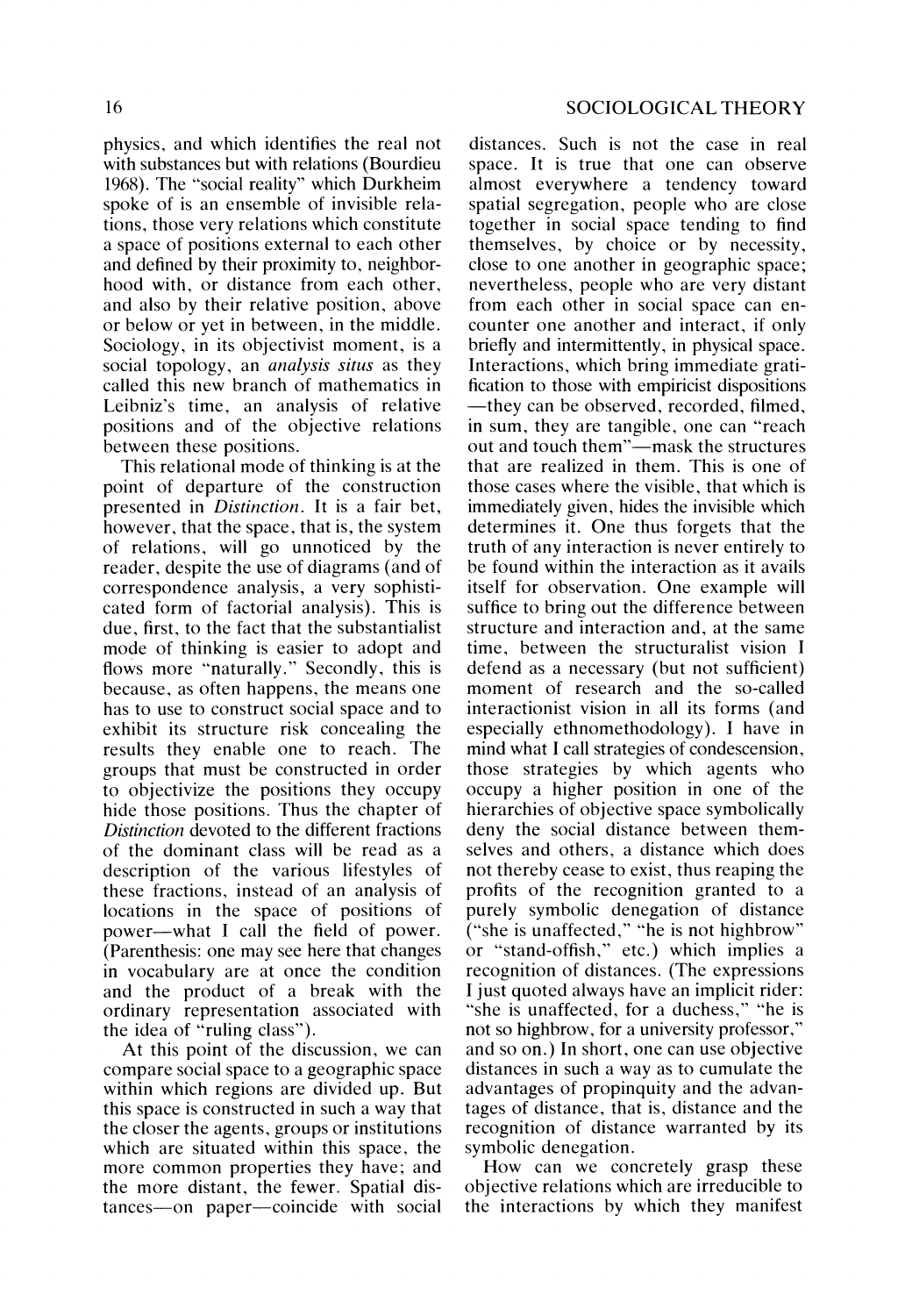physics, and which identifies the real not with substances but with relations (Bourdieu 1968). The "social reality" which Durkheim spoke of is an ensemble of invisible relations, those very relations which constitute a space of positions external to each other and defined by their proximity to, neighborhood with, or distance from each other, and also by their relative position, above or below or yet in between, in the middle. Sociology, in its objectivist moment, is a social topology, an *analysis situs* as they called this new branch of mathematics in Leibniz's time, an analysis of relative positions and of the objective relations between these positions.

This relational mode of thinking is at the point of departure of the construction presented in *Distinction*. It is a fair bet, however, that the space, that is, the system of relations, will go unnoticed by the reader, despite the use of diagrams (and of correspondence analysis, a very sophisticated form of factorial analysis). This is due, first, to the fact that the substantialist mode of thinking is easier to adopt and flows more "naturally." Secondly, this is because, as often happens, the means one has to use to construct social space and to exhibit its structure risk concealing the results they enable one to reach. The groups that must be constructed in order to objectivize the positions they occupy hide those positions. Thus the chapter of *Distinction* devoted to the different fractions of the dominant class will be read as a description of the various lifestyles of these fractions, instead of an analysis of locations in the space of positions of power—what I call the field of power. (Parenthesis: one may see here that changes in vocabulary are at once the condition and the product of a break with the ordinary representation associated with the idea of "ruling class").

At this point of the discussion, we can compare social space to a geographic space within which regions are divided up. But this space is constructed in such a way that the closer the agents, groups or institutions which are situated within this space, the more common properties they have; and the more distant, the fewer. Spatial distances—on paper—coincide with social distances. Such is not the case in real space. It is true that one can observe almost everywhere a tendency toward spatial segregation, people who are close together in social space tending to find themselves, by choice or by necessity, close to one another in geographic space; nevertheless, people who are very distant from each other in social space can encounter one another and interact, if only briefly and intermittently, in physical space. Interactions, which bring immediate gratification to those with empiricist dispositions—they can be observed, recorded, filmed, in sum, they are tangible, one can "reach out and touch them"—mask the structures that are realized in them. This is one of those cases where the visible, that which is immediately given, hides the invisible which determines it. One thus forgets that the truth of any interaction is never entirely to be found within the interaction as it avails itself for observation. One example will suffice to bring out the difference between structure and interaction and, at the same time, between the structuralist vision I defend as a necessary (but not sufficient) moment of research and the so-called interactionist vision in all its forms (and especially ethnomethodology). I have in mind what I call strategies of condescension, those strategies by which agents who occupy a higher position in one of the hierarchies of objective space symbolically deny the social distance between themselves and others, a distance which does not thereby cease to exist, thus reaping the profits of the recognition granted to a purely symbolic denegation of distance ("she is unaffected," "he is not highbrow" or "stand-offish," etc.) which implies a recognition of distances. (The expressions I just quoted always have an implicit rider: "she is unaffected, for a duchess," "he is not so highbrow, for a university professor," and so on.) In short, one can use objective distances in such a way as to cumulate the advantages of propinquity and the advantages of distance, that is, distance and the recognition of distance warranted by its symbolic denegation.

How can we concretely grasp these objective relations which are irreducible to the interactions by which they manifest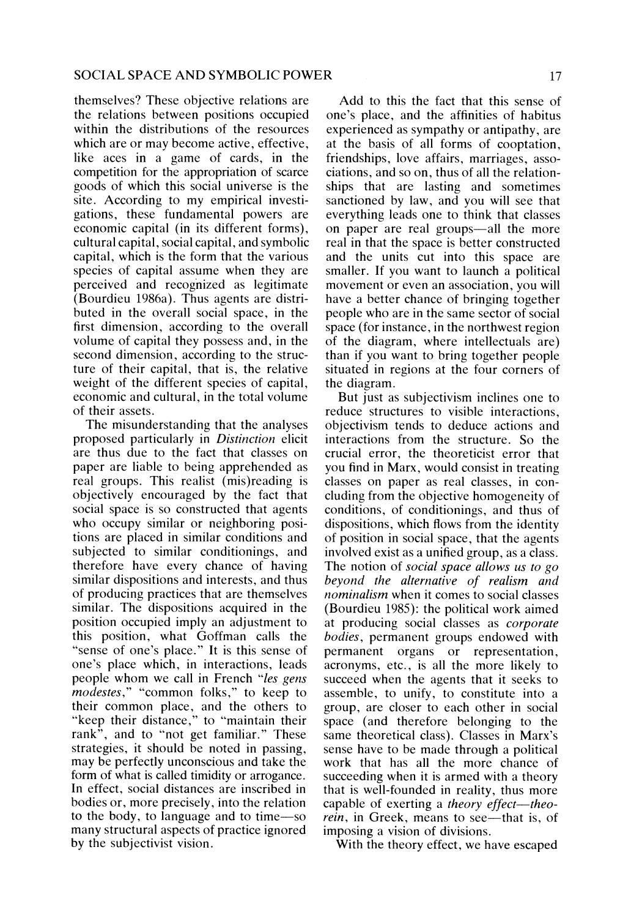themselves? These objective relations are the relations between positions occupied within the distributions of the resources which are or may become active, effective, like aces in a game of cards, in the competition for the appropriation of scarce goods of which this social universe is the site. According to my empirical investigations, these fundamental powers are economic capital (in its different forms), cultural capital, social capital, and symbolic capital, which is the form that the various species of capital assume when they are perceived and recognized as legitimate (Bourdieu 1986a). Thus agents are distributed in the overall social space, in the first dimension, according to the overall volume of capital they possess and, in the second dimension, according to the structure of their capital, that is, the relative weight of the different species of capital, economic and cultural, in the total volume of their assets.

The misunderstanding that the analyses proposed particularly in *Distinction* elicit are thus due to the fact that classes on paper are liable to being apprehended as real groups. This realist (mis)reading is objectively encouraged by the fact that social space is so constructed that agents who occupy similar or neighboring positions are placed in similar conditions and subjected to similar conditionings, and therefore have every chance of having similar dispositions and interests, and thus of producing practices that are themselves similar. The dispositions acquired in the position occupied imply an adjustment to this position, what Goffman calls the "sense of one's place." It is this sense of one's place which, in interactions, leads people whom we call in French "*les gens modestes*," "common folks," to keep to their common place, and the others to "keep their distance," to "maintain their rank", and to "not get familiar." These strategies, it should be noted in passing, may be perfectly unconscious and take the form of what is called timidity or arrogance. In effect, social distances are inscribed in bodies or, more precisely, into the relation to the body, to language and to time—so many structural aspects of practice ignored by the subjectivist vision.

Add to this the fact that this sense of one's place, and the affinities of habitus experienced as sympathy or antipathy, are at the basis of all forms of cooptation, friendships, love affairs, marriages, associations, and so on, thus of all the relationships that are lasting and sometimes sanctioned by law, and you will see that everything leads one to think that classes on paper are real groups—all the more real in that the space is better constructed and the units cut into this space are smaller. If you want to launch a political movement or even an association, you will have a better chance of bringing together people who are in the same sector of social space (for instance, in the northwest region of the diagram, where intellectuals are) than if you want to bring together people situated in regions at the four corners of the diagram.

But just as subjectivism inclines one to reduce structures to visible interactions, objectivism tends to deduce actions and interactions from the structure. So the crucial error, the theoreticist error that you find in Marx, would consist in treating classes on paper as real classes, in concluding from the objective homogeneity of conditions, of conditionings, and thus of dispositions, which flows from the identity of position in social space, that the agents involved exist as a unified group, as a class. The notion of *social space allows us to go beyond the alternative of realism and nominalism* when it comes to social classes (Bourdieu 1985): the political work aimed at producing social classes as *corporate bodies*, permanent groups endowed with permanent organs or representation, acronyms, etc., is all the more likely to succeed when the agents that it seeks to assemble, to unify, to constitute into a group, are closer to each other in social space (and therefore belonging to the same theoretical class). Classes in Marx's sense have to be made through a political work that has all the more chance of succeeding when it is armed with a theory that is well-founded in reality, thus more capable of exerting a *theory effect*—*theorein*, in Greek, means to see—that is, of imposing a vision of divisions.

With the theory effect, we have escaped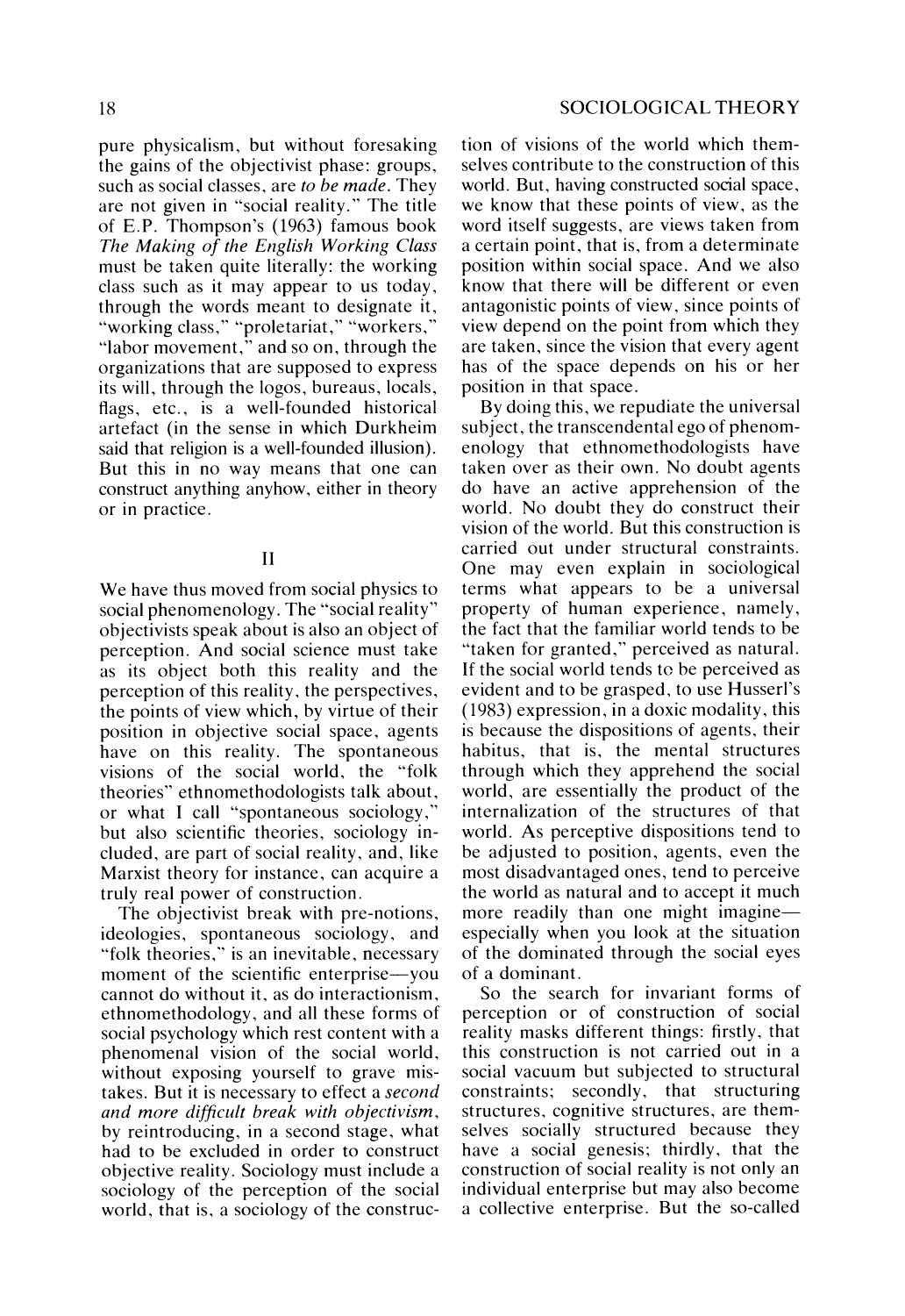pure physicalism, but without foresaking the gains of the objectivist phase: groups, such as social classes, are *to be made*. They are not given in "social reality." The title of E.P. Thompson's (1963) famous book *The Making of the English Working Class* must be taken quite literally: the working class such as it may appear to us today, through the words meant to designate it, "working class," "proletariat," "workers," "labor movement," and so on, through the organizations that are supposed to express its will, through the logos, bureaus, locals, flags, etc., is a well-founded historical artefact (in the sense in which Durkheim said that religion is a well-founded illusion). But this in no way means that one can construct anything anyhow, either in theory or in practice.

## II

We have thus moved from social physics to social phenomenology. The "social reality" objectivists speak about is also an object of perception. And social science must take as its object both this reality and the perception of this reality, the perspectives, the points of view which, by virtue of their position in objective social space, agents have on this reality. The spontaneous visions of the social world, the "folk theories" ethnomethodologists talk about, or what I call "spontaneous sociology," but also scientific theories, sociology included, are part of social reality, and, like Marxist theory for instance, can acquire a truly real power of construction.

The objectivist break with pre-notions, ideologies, spontaneous sociology, and "folk theories," is an inevitable, necessary moment of the scientific enterprise—you cannot do without it, as do interactionism, ethnomethodology, and all these forms of social psychology which rest content with a phenomenal vision of the social world, without exposing yourself to grave mistakes. But it is necessary to effect a *second and more difficult break with objectivism*, by reintroducing, in a second stage, what had to be excluded in order to construct objective reality. Sociology must include a sociology of the perception of the social world, that is, a sociology of the construction of visions of the world which themselves contribute to the construction of this world. But, having constructed social space, we know that these points of view, as the word itself suggests, are views taken from a certain point, that is, from a determinate position within social space. And we also know that there will be different or even antagonistic points of view, since points of view depend on the point from which they are taken, since the vision that every agent has of the space depends on his or her position in that space.

By doing this, we repudiate the universal subject, the transcendental ego of phenomenology that ethnomethodologists have taken over as their own. No doubt agents do have an active apprehension of the world. No doubt they do construct their vision of the world. But this construction is carried out under structural constraints. One may even explain in sociological terms what appears to be a universal property of human experience, namely, the fact that the familiar world tends to be "taken for granted," perceived as natural. If the social world tends to be perceived as evident and to be grasped, to use Husserl's (1983) expression, in a doxic modality, this is because the dispositions of agents, their habitus, that is, the mental structures through which they apprehend the social world, are essentially the product of the internalization of the structures of that world. As perceptive dispositions tend to be adjusted to position, agents, even the most disadvantaged ones, tend to perceive the world as natural and to accept it much more readily than one might imagine—especially when you look at the situation of the dominated through the social eyes of a dominant.

So the search for invariant forms of perception or of construction of social reality masks different things: firstly, that this construction is not carried out in a social vacuum but subjected to structural constraints; secondly, that structuring structures, cognitive structures, are themselves socially structured because they have a social genesis; thirdly, that the construction of social reality is not only an individual enterprise but may also become a collective enterprise. But the so-called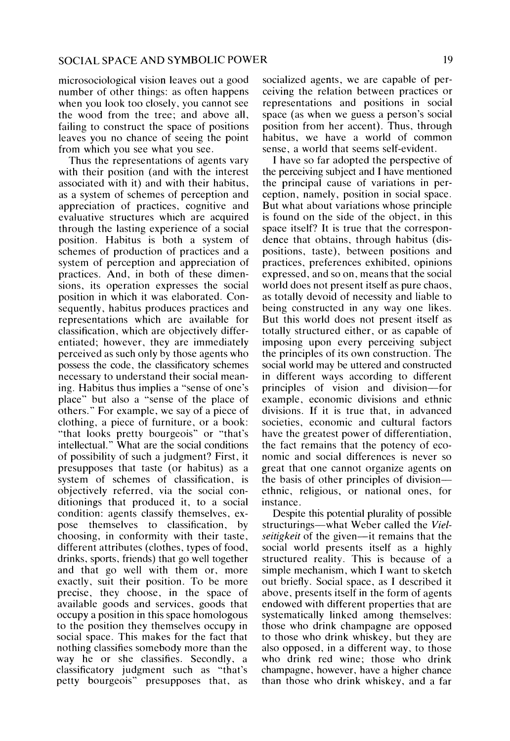microsociological vision leaves out a good number of other things: as often happens when you look too closely, you cannot see the wood from the tree; and above all, failing to construct the space of positions leaves you no chance of seeing the point from which you see what you see.

Thus the representations of agents vary with their position (and with the interest associated with it) and with their habitus, as a system of schemes of perception and appreciation of practices, cognitive and evaluative structures which are acquired through the lasting experience of a social position. Habitus is both a system of schemes of production of practices and a system of perception and appreciation of practices. And, in both of these dimensions, its operation expresses the social position in which it was elaborated. Consequently, habitus produces practices and representations which are available for classification, which are objectively differentiated; however, they are immediately perceived as such only by those agents who possess the code, the classificatory schemes necessary to understand their social meaning. Habitus thus implies a "sense of one's place" but also a "sense of the place of others." For example, we say of a piece of clothing, a piece of furniture, or a book: "that looks pretty bourgeois" or "that's intellectual." What are the social conditions of possibility of such a judgment? First, it presupposes that taste (or habitus) as a system of schemes of classification, is objectively referred, via the social conditionings that produced it, to a social condition: agents classify themselves, expose themselves to classification, by choosing, in conformity with their taste, different attributes (clothes, types of food, drinks, sports, friends) that go well together and that go well with them or, more exactly, suit their position. To be more precise, they choose, in the space of available goods and services, goods that occupy a position in this space homologous to the position they themselves occupy in social space. This makes for the fact that nothing classifies somebody more than the way he or she classifies. Secondly, a classificatory judgment such as "that's petty bourgeois" presupposes that, as socialized agents, we are capable of perceiving the relation between practices or representations and positions in social space (as when we guess a person's social position from her accent). Thus, through habitus, we have a world of common sense, a world that seems self-evident.

I have so far adopted the perspective of the perceiving subject and I have mentioned the principal cause of variations in perception, namely, position in social space. But what about variations whose principle is found on the side of the object, in this space itself? It is true that the correspondence that obtains, through habitus (dispositions, taste), between positions and practices, preferences exhibited, opinions expressed, and so on, means that the social world does not present itself as pure chaos, as totally devoid of necessity and liable to being constructed in any way one likes. But this world does not present itself as totally structured either, or as capable of imposing upon every perceiving subject the principles of its own construction. The social world may be uttered and constructed in different ways according to different principles of vision and division—for example, economic divisions and ethnic divisions. If it is true that, in advanced societies, economic and cultural factors have the greatest power of differentiation, the fact remains that the potency of economic and social differences is never so great that one cannot organize agents on the basis of other principles of division—ethnic, religious, or national ones, for instance.

Despite this potential plurality of possible structurings—what Weber called the *Vielseitigkeit* of the given—it remains that the social world presents itself as a highly structured reality. This is because of a simple mechanism, which I want to sketch out briefly. Social space, as I described it above, presents itself in the form of agents endowed with different properties that are systematically linked among themselves: those who drink champagne are opposed to those who drink whiskey, but they are also opposed, in a different way, to those who drink red wine; those who drink champagne, however, have a higher chance than those who drink whiskey, and a far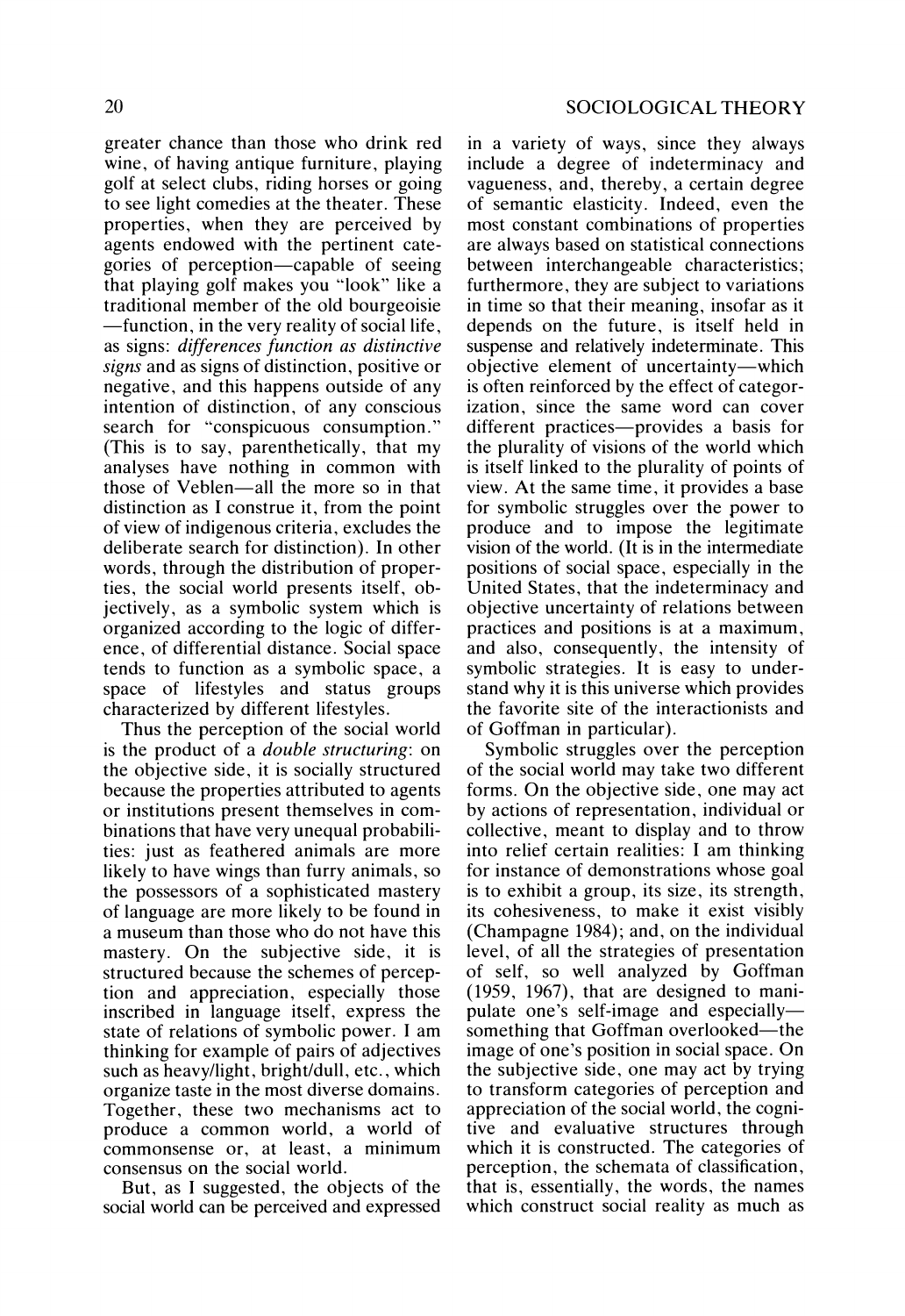greater chance than those who drink red wine, of having antique furniture, playing golf at select clubs, riding horses or going to see light comedies at the theater. These properties, when they are perceived by agents endowed with the pertinent categories of perception—capable of seeing that playing golf makes you "look" like a traditional member of the old bourgeoisie —function, in the very reality of social life, as signs: *differences function as distinctive signs* and as signs of distinction, positive or negative, and this happens outside of any intention of distinction, of any conscious search for "conspicuous consumption." (This is to say, parenthetically, that my analyses have nothing in common with those of Veblen—all the more so in that distinction as I construe it, from the point of view of indigenous criteria, excludes the deliberate search for distinction). In other words, through the distribution of properties, the social world presents itself, objectively, as a symbolic system which is organized according to the logic of difference, of differential distance. Social space tends to function as a symbolic space, a space of lifestyles and status groups characterized by different lifestyles.

Thus the perception of the social world is the product of a *double structuring*: on the objective side, it is socially structured because the properties attributed to agents or institutions present themselves in combinations that have very unequal probabilities: just as feathered animals are more likely to have wings than furry animals, so the possessors of a sophisticated mastery of language are more likely to be found in a museum than those who do not have this mastery. On the subjective side, it is structured because the schemes of perception and appreciation, especially those inscribed in language itself, express the state of relations of symbolic power. I am thinking for example of pairs of adjectives such as heavy/light, bright/dull, etc., which organize taste in the most diverse domains. Together, these two mechanisms act to produce a common world, a world of commonsense or, at least, a minimum consensus on the social world.

But, as I suggested, the objects of the social world can be perceived and expressed in a variety of ways, since they always include a degree of indeterminacy and vagueness, and, thereby, a certain degree of semantic elasticity. Indeed, even the most constant combinations of properties are always based on statistical connections between interchangeable characteristics; furthermore, they are subject to variations in time so that their meaning, insofar as it depends on the future, is itself held in suspense and relatively indeterminate. This objective element of uncertainty—which is often reinforced by the effect of categorization, since the same word can cover different practices—provides a basis for the plurality of visions of the world which is itself linked to the plurality of points of view. At the same time, it provides a base for symbolic struggles over the power to produce and to impose the legitimate vision of the world. (It is in the intermediate positions of social space, especially in the United States, that the indeterminacy and objective uncertainty of relations between practices and positions is at a maximum, and also, consequently, the intensity of symbolic strategies. It is easy to understand why it is this universe which provides the favorite site of the interactionists and of Goffman in particular).

Symbolic struggles over the perception of the social world may take two different forms. On the objective side, one may act by actions of representation, individual or collective, meant to display and to throw into relief certain realities: I am thinking for instance of demonstrations whose goal is to exhibit a group, its size, its strength, its cohesiveness, to make it exist visibly (Champagne 1984); and, on the individual level, of all the strategies of presentation of self, so well analyzed by Goffman (1959, 1967), that are designed to manipulate one's self-image and especially—something that Goffman overlooked—the image of one's position in social space. On the subjective side, one may act by trying to transform categories of perception and appreciation of the social world, the cognitive and evaluative structures through which it is constructed. The categories of perception, the schemata of classification, that is, essentially, the words, the names which construct social reality as much as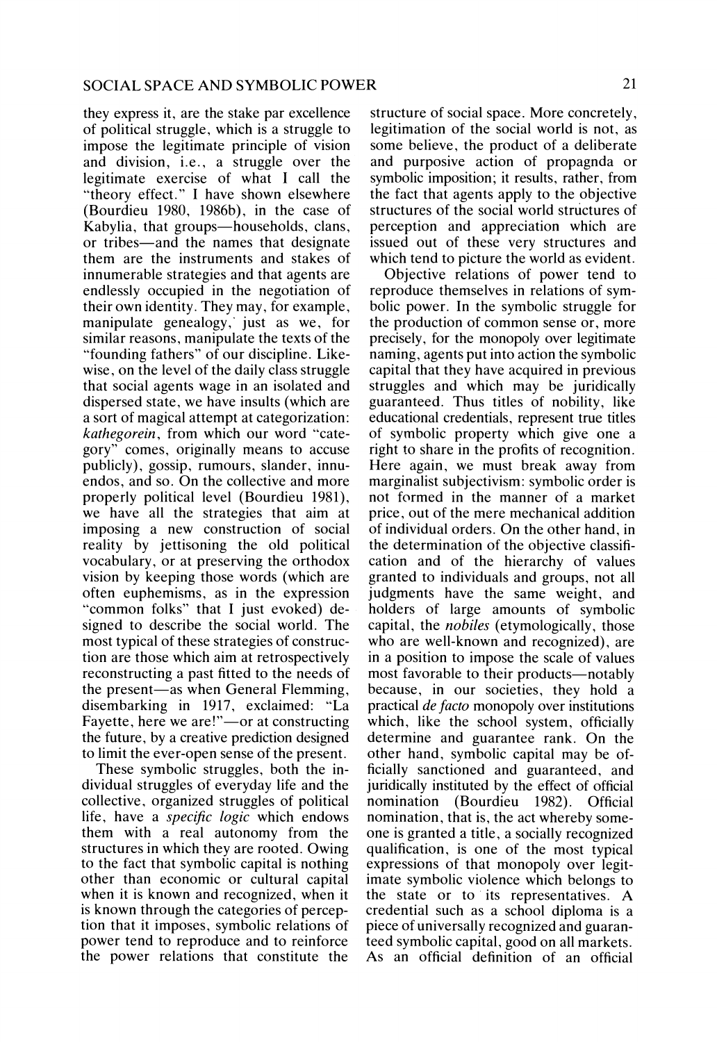they express it, are the stake par excellence of political struggle, which is a struggle to impose the legitimate principle of vision and division, i.e., a struggle over the legitimate exercise of what I call the "theory effect." I have shown elsewhere (Bourdieu 1980, 1986b), in the case of Kabylia, that groups—households, clans, or tribes—and the names that designate them are the instruments and stakes of innumerable strategies and that agents are endlessly occupied in the negotiation of their own identity. They may, for example, manipulate genealogy, just as we, for similar reasons, manipulate the texts of the "founding fathers" of our discipline. Likewise, on the level of the daily class struggle that social agents wage in an isolated and dispersed state, we have insults (which are a sort of magical attempt at categorization: *kathegorein*, from which our word "category" comes, originally means to accuse publicly), gossip, rumours, slander, innuendos, and so. On the collective and more properly political level (Bourdieu 1981), we have all the strategies that aim at imposing a new construction of social reality by jettisoning the old political vocabulary, or at preserving the orthodox vision by keeping those words (which are often euphemisms, as in the expression "common folks" that I just evoked) designed to describe the social world. The most typical of these strategies of construction are those which aim at retrospectively reconstructing a past fitted to the needs of the present—as when General Flemming, disembarking in 1917, exclaimed: "La Fayette, here we are!"—or at constructing the future, by a creative prediction designed to limit the ever-open sense of the present.

These symbolic struggles, both the individual struggles of everyday life and the collective, organized struggles of political life, have a *specific logic* which endows them with a real autonomy from the structures in which they are rooted. Owing to the fact that symbolic capital is nothing other than economic or cultural capital when it is known and recognized, when it is known through the categories of perception that it imposes, symbolic relations of power tend to reproduce and to reinforce the power relations that constitute the structure of social space. More concretely, legitimation of the social world is not, as some believe, the product of a deliberate and purposive action of propagnda or symbolic imposition; it results, rather, from the fact that agents apply to the objective structures of the social world structures of perception and appreciation which are issued out of these very structures and which tend to picture the world as evident.

Objective relations of power tend to reproduce themselves in relations of symbolic power. In the symbolic struggle for the production of common sense or, more precisely, for the monopoly over legitimate naming, agents put into action the symbolic capital that they have acquired in previous struggles and which may be juridically guaranteed. Thus titles of nobility, like educational credentials, represent true titles of symbolic property which give one a right to share in the profits of recognition. Here again, we must break away from marginalist subjectivism: symbolic order is not formed in the manner of a market price, out of the mere mechanical addition of individual orders. On the other hand, in the determination of the objective classification and of the hierarchy of values granted to individuals and groups, not all judgments have the same weight, and holders of large amounts of symbolic capital, the *nobiles* (etymologically, those who are well-known and recognized), are in a position to impose the scale of values most favorable to their products—notably because, in our societies, they hold a practical *de facto* monopoly over institutions which, like the school system, officially determine and guarantee rank. On the other hand, symbolic capital may be officially sanctioned and guaranteed, and juridically instituted by the effect of official nomination (Bourdieu 1982). Official nomination, that is, the act whereby someone is granted a title, a socially recognized qualification, is one of the most typical expressions of that monopoly over legitimate symbolic violence which belongs to the state or to its representatives. A credential such as a school diploma is a piece of universally recognized and guaranteed symbolic capital, good on all markets. As an official definition of an official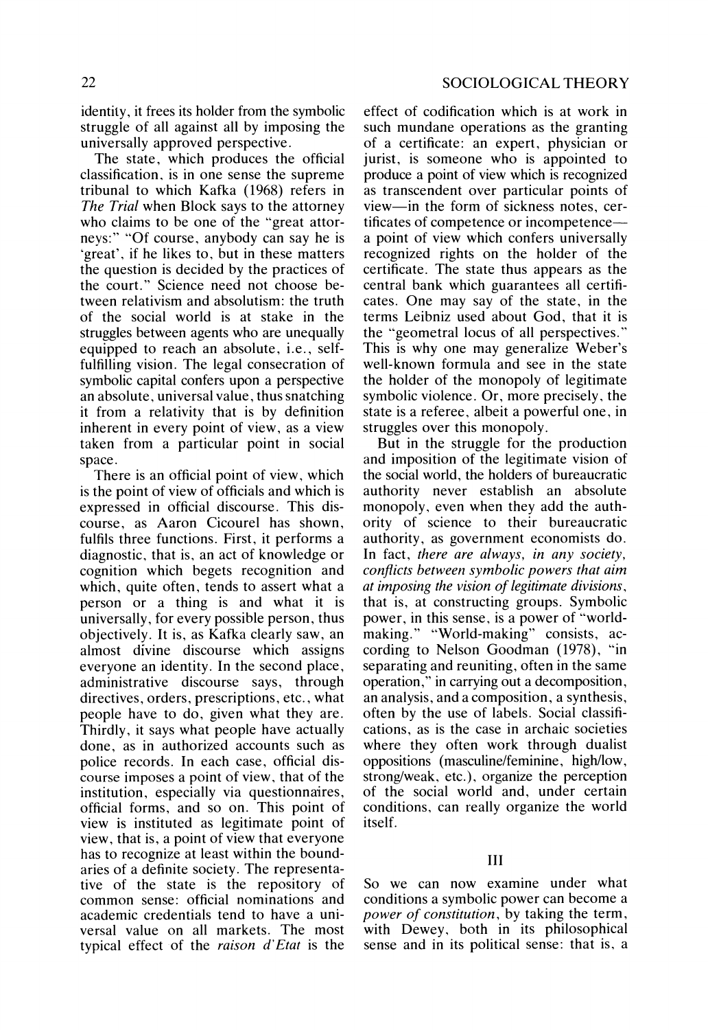identity, it frees its holder from the symbolic struggle of all against all by imposing the universally approved perspective.

The state, which produces the official classification, is in one sense the supreme tribunal to which Kafka (1968) refers in *The Trial* when Block says to the attorney who claims to be one of the "great attorneys:" "Of course, anybody can say he is 'great', if he likes to, but in these matters the question is decided by the practices of the court." Science need not choose between relativism and absolutism: the truth of the social world is at stake in the struggles between agents who are unequally equipped to reach an absolute, i.e., self-fulfilling vision. The legal consecration of symbolic capital confers upon a perspective an absolute, universal value, thus snatching it from a relativity that is by definition inherent in every point of view, as a view taken from a particular point in social space.

There is an official point of view, which is the point of view of officials and which is expressed in official discourse. This discourse, as Aaron Cicourel has shown, fulfils three functions. First, it performs a diagnostic, that is, an act of knowledge or cognition which begets recognition and which, quite often, tends to assert what a person or a thing is and what it is universally, for every possible person, thus objectively. It is, as Kafka clearly saw, an almost divine discourse which assigns everyone an identity. In the second place, administrative discourse says, through directives, orders, prescriptions, etc., what people have to do, given what they are. Thirdly, it says what people have actually done, as in authorized accounts such as police records. In each case, official discourse imposes a point of view, that of the institution, especially via questionnaires, official forms, and so on. This point of view is instituted as legitimate point of view, that is, a point of view that everyone has to recognize at least within the boundaries of a definite society. The representative of the state is the repository of common sense: official nominations and academic credentials tend to have a universal value on all markets. The most typical effect of the *raison d'Etat* is the effect of codification which is at work in such mundane operations as the granting of a certificate: an expert, physician or jurist, is someone who is appointed to produce a point of view which is recognized as transcendent over particular points of view—in the form of sickness notes, certificates of competence or incompetence—a point of view which confers universally recognized rights on the holder of the certificate. The state thus appears as the central bank which guarantees all certificates. One may say of the state, in the terms Leibniz used about God, that it is the "geometral locus of all perspectives." This is why one may generalize Weber's well-known formula and see in the state the holder of the monopoly of legitimate symbolic violence. Or, more precisely, the state is a referee, albeit a powerful one, in struggles over this monopoly.

But in the struggle for the production and imposition of the legitimate vision of the social world, the holders of bureaucratic authority never establish an absolute monopoly, even when they add the authority of science to their bureaucratic authority, as government economists do. In fact, *there are always, in any society, conflicts between symbolic powers that aim at imposing the vision of legitimate divisions*, that is, at constructing groups. Symbolic power, in this sense, is a power of "world-making." "World-making" consists, according to Nelson Goodman (1978), "in separating and reuniting, often in the same operation," in carrying out a decomposition, an analysis, and a composition, a synthesis, often by the use of labels. Social classifications, as is the case in archaic societies where they often work through dualist oppositions (masculine/feminine, high/low, strong/weak, etc.), organize the perception of the social world and, under certain conditions, can really organize the world itself.

## III

So we can now examine under what conditions a symbolic power can become a *power of constitution*, by taking the term, with Dewey, both in its philosophical sense and in its political sense: that is, a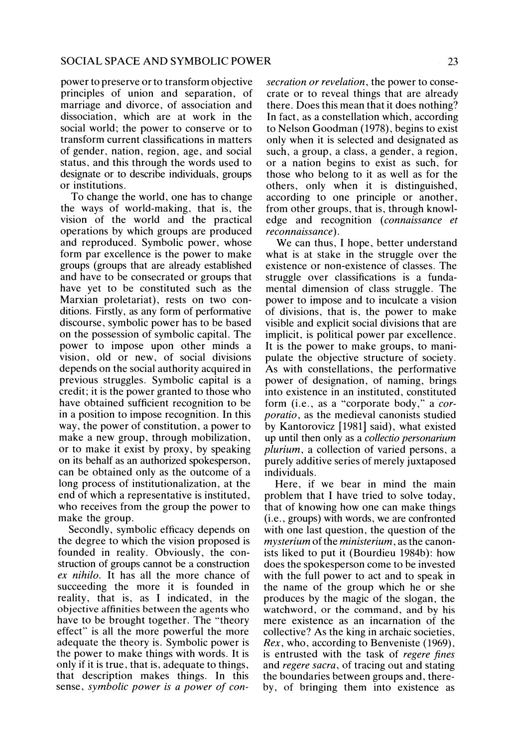power to preserve or to transform objective principles of union and separation, of marriage and divorce, of association and dissociation, which are at work in the social world; the power to conserve or to transform current classifications in matters of gender, nation, region, age, and social status, and this through the words used to designate or to describe individuals, groups or institutions.

To change the world, one has to change the ways of world-making, that is, the vision of the world and the practical operations by which groups are produced and reproduced. Symbolic power, whose form par excellence is the power to make groups (groups that are already established and have to be consecrated or groups that have yet to be constituted such as the Marxian proletariat), rests on two conditions. Firstly, as any form of performative discourse, symbolic power has to be based on the possession of symbolic capital. The power to impose upon other minds a vision, old or new, of social divisions depends on the social authority acquired in previous struggles. Symbolic capital is a credit; it is the power granted to those who have obtained sufficient recognition to be in a position to impose recognition. In this way, the power of constitution, a power to make a new group, through mobilization, or to make it exist by proxy, by speaking on its behalf as an authorized spokesperson, can be obtained only as the outcome of a long process of institutionalization, at the end of which a representative is instituted, who receives from the group the power to make the group.

Secondly, symbolic efficacy depends on the degree to which the vision proposed is founded in reality. Obviously, the construction of groups cannot be a construction *ex nihilo*. It has all the more chance of succeeding the more it is founded in reality, that is, as I indicated, in the objective affinities between the agents who have to be brought together. The "theory effect" is all the more powerful the more adequate the theory is. Symbolic power is the power to make things with words. It is only if it is true, that is, adequate to things, that description makes things. In this sense, *symbolic power is a power of consecration or revelation*, the power to consecrate or to reveal things that are already there. Does this mean that it does nothing? In fact, as a constellation which, according to Nelson Goodman (1978), begins to exist only when it is selected and designated as such, a group, a class, a gender, a region, or a nation begins to exist as such, for those who belong to it as well as for the others, only when it is distinguished, according to one principle or another, from other groups, that is, through knowledge and recognition (*connaissance et reconnaissance*).

We can thus, I hope, better understand what is at stake in the struggle over the existence or non-existence of classes. The struggle over classifications is a fundamental dimension of class struggle. The power to impose and to inculcate a vision of divisions, that is, the power to make visible and explicit social divisions that are implicit, is political power par excellence. It is the power to make groups, to manipulate the objective structure of society. As with constellations, the performative power of designation, of naming, brings into existence in an instituted, constituted form (i.e., as a "corporate body," a *corporatio*, as the medieval canonists studied by Kantorovicz [1981] said), what existed up until then only as a *collectio personarium plurium*, a collection of varied persons, a purely additive series of merely juxtaposed individuals.

Here, if we bear in mind the main problem that I have tried to solve today, that of knowing how one can make things (i.e., groups) with words, we are confronted with one last question, the question of the *mysterium* of the *ministerium*, as the canonists liked to put it (Bourdieu 1984b): how does the spokesperson come to be invested with the full power to act and to speak in the name of the group which he or she produces by the magic of the slogan, the watchword, or the command, and by his mere existence as an incarnation of the collective? As the king in archaic societies, *Rex*, who, according to Benveniste (1969), is entrusted with the task of *regere fines* and *regere sacra*, of tracing out and stating the boundaries between groups and, thereby, of bringing them into existence as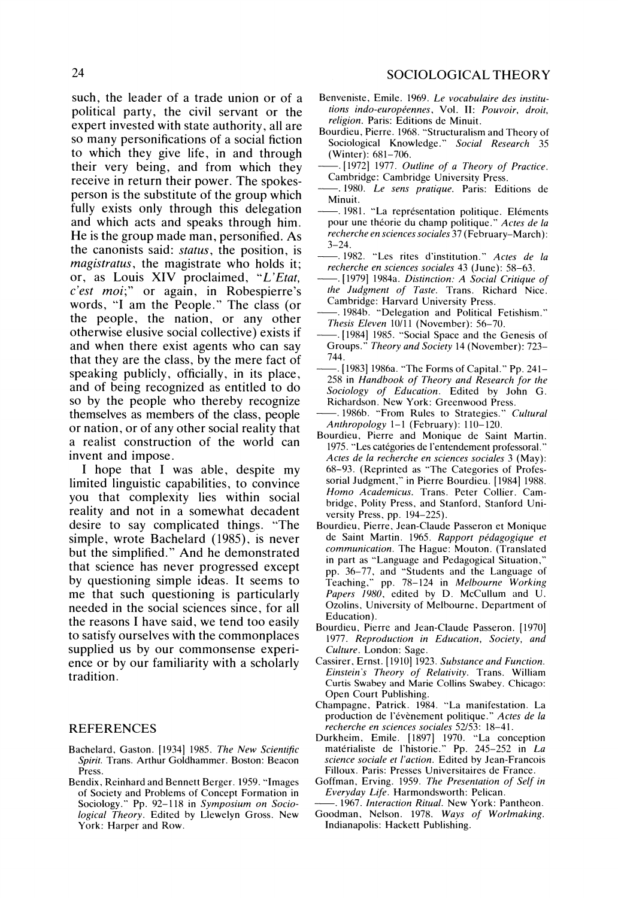such, the leader of a trade union or of a political party, the civil servant or the expert invested with state authority, all are so many personifications of a social fiction to which they give life, in and through their very being, and from which they receive in return their power. The spokesperson is the substitute of the group which fully exists only through this delegation and which acts and speaks through him. He is the group made man, personified. As the canonists said: *status*, the position, is *magistratus*, the magistrate who holds it; or, as Louis XIV proclaimed, "*L'Etat, c'est moi*;" or again, in Robespierre's words, "I am the People." The class (or the people, the nation, or any other otherwise elusive social collective) exists if and when there exist agents who can say that they are the class, by the mere fact of speaking publicly, officially, in its place, and of being recognized as entitled to do so by the people who thereby recognize themselves as members of the class, people or nation, or of any other social reality that a realist construction of the world can invent and impose.

I hope that I was able, despite my limited linguistic capabilities, to convince you that complexity lies within social reality and not in a somewhat decadent desire to say complicated things. "The simple, wrote Bachelard (1985), is never but the simplified." And he demonstrated that science has never progressed except by questioning simple ideas. It seems to me that such questioning is particularly needed in the social sciences since, for all the reasons I have said, we tend too easily to satisfy ourselves with the commonplaces supplied us by our commonsense experience or by our familiarity with a scholarly tradition.

## REFERENCES

Bachelard, Gaston. [1934] 1985. *The New Scientific Spirit*. Trans. Arthur Goldhammer. Boston: Beacon Press.

Bendix, Reinhard and Bennett Berger. 1959. "Images of Society and Problems of Concept Formation in Sociology." Pp. 92–118 in *Symposium on Sociological Theory*. Edited by Llewelyn Gross. New York: Harper and Row.

Benveniste, Emile. 1969. *Le vocabulaire des institutions indo-européennes*, Vol. II: *Pouvoir, droit, religion*. Paris: Editions de Minuit.

Bourdieu, Pierre. 1968. "Structuralism and Theory of Sociological Knowledge." *Social Research* 35 (Winter): 681–706.

——. [1972] 1977. *Outline of a Theory of Practice*. Cambridge: Cambridge University Press.

——. 1980. *Le sens pratique*. Paris: Editions de Minuit.

——. 1981. "La représentation politique. Eléments pour une théorie du champ politique." *Actes de la recherche en sciences sociales* 37 (February–March): 3–24.

——. 1982. "Les rites d'institution." *Actes de la recherche en sciences sociales* 43 (June): 58–63.

——. [1979] 1984a. *Distinction: A Social Critique of the Judgment of Taste*. Trans. Richard Nice. Cambridge: Harvard University Press.

——. 1984b. "Delegation and Political Fetishism." *Thesis Eleven* 10/11 (November): 56–70.

——. [1984] 1985. "Social Space and the Genesis of Groups." *Theory and Society* 14 (November): 723–744.

——. [1983] 1986a. "The Forms of Capital." Pp. 241–258 in *Handbook of Theory and Research for the Sociology of Education*. Edited by John G. Richardson. New York: Greenwood Press.

——. 1986b. "From Rules to Strategies." *Cultural Anthropology* 1-1 (February): 110–120.

Bourdieu, Pierre and Monique de Saint Martin. 1975. "Les catégories de l'entendement professoral." *Actes de la recherche en sciences sociales* 3 (May): 68–93. (Reprinted as "The Categories of Professorial Judgment," in Pierre Bourdieu. [1984] 1988. *Homo Academicus*. Trans. Peter Collier. Cambridge, Polity Press, and Stanford, Stanford University Press, pp. 194–225).

Bourdieu, Pierre, Jean-Claude Passeron et Monique de Saint Martin. 1965. *Rapport pédagogique et communication*. The Hague: Mouton. (Translated in part as "Language and Pedagogical Situation," pp. 36–77, and "Students and the Language of Teaching," pp. 78–124 in *Melbourne Working Papers 1980*, edited by D. McCullum and U. Ozolins, University of Melbourne, Department of Education).

Bourdieu, Pierre and Jean-Claude Passeron. [1970] 1977. *Reproduction in Education, Society, and Culture*. London: Sage.

Cassirer, Ernst. [1910] 1923. *Substance and Function. Einstein's Theory of Relativity*. Trans. William Curtis Swabey and Marie Collins Swabey. Chicago: Open Court Publishing.

Champagne, Patrick. 1984. "La manifestation. La production de l'évènement politique." *Actes de la recherche en sciences sociales* 52/53: 18–41.

Durkheim, Emile. [1897] 1970. "La conception matérialiste de l'historie." Pp. 245–252 in *La science sociale et l'action*. Edited by Jean-Francois Filloux. Paris: Presses Universitaires de France.

Goffman, Erving. 1959. *The Presentation of Self in Everyday Life*. Harmondsworth: Pelican.

——. 1967. *Interaction Ritual*. New York: Pantheon.

Goodman, Nelson. 1978. *Ways of Worlmaking*. Indianapolis: Hackett Publishing.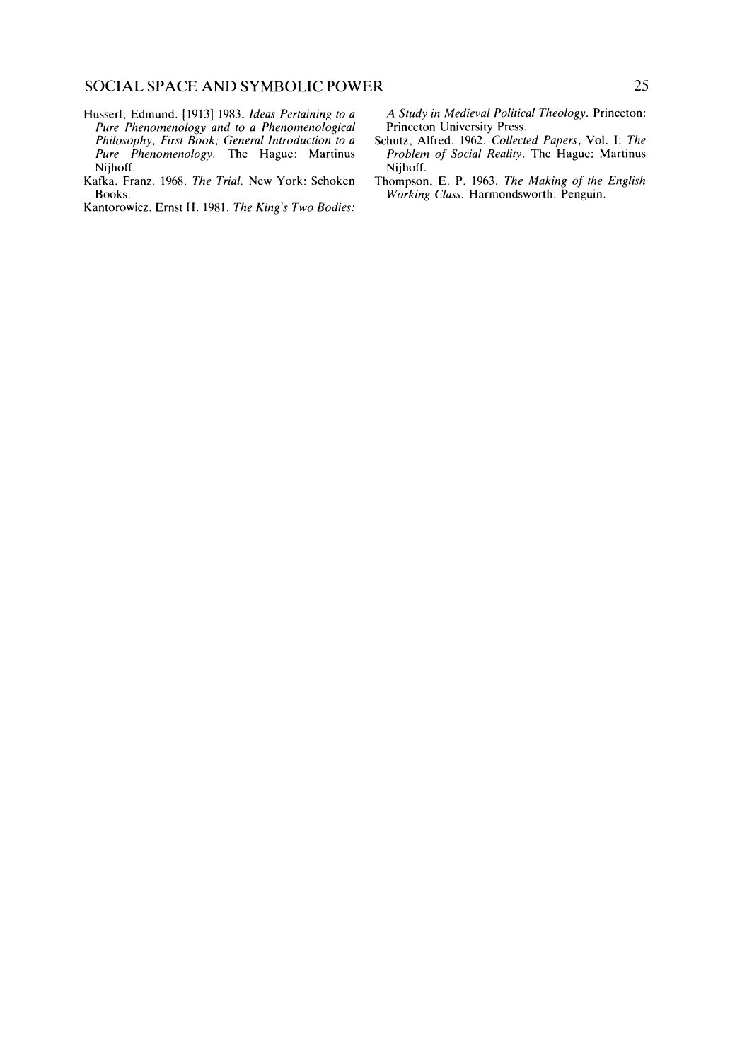Husserl, Edmund. [1913] 1983. *Ideas Pertaining to a Pure Phenomenology and to a Phenomenological Philosophy, First Book; General Introduction to a Pure Phenomenology*. The Hague: Martinus Nijhoff.

Kafka, Franz. 1968. *The Trial*. New York: Schoken Books.

Kantorowicz, Ernst H. 1981. *The King's Two Bodies: A Study in Medieval Political Theology*. Princeton: Princeton University Press.

Schutz, Alfred. 1962. *Collected Papers*, Vol. I: *The Problem of Social Reality*. The Hague: Martinus Nijhoff.

Thompson, E. P. 1963. *The Making of the English Working Class*. Harmondsworth: Penguin.